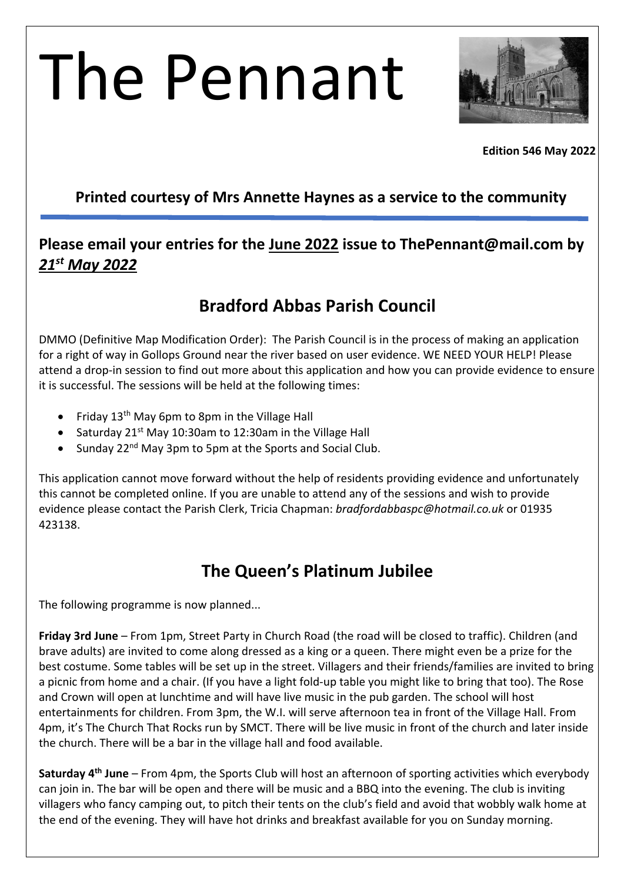# The Pennant

**Edition 546 May 2022**

**Printed courtesy of Mrs Annette Haynes as a service to the community**

---

## Please email your entries for the June 2022 issue to ThePennant@mail.com by *21st May 2022*

## Bradford Abbas Parish Council

DMMO (Definitive Map Modification Order): The Parish Council is in the process of making an application for a right of way in Gollops Ground near the river based on user evidence. WE NEED YOUR HELP! Please attend a drop-in session to find out more about this application and how you can provide evidence to ensure it is successful. The sessions will be held at the following times:

- Friday 13th May 6pm to 8pm in the Village Hall
- Saturday 21st May 10:30am to 12:30am in the Village Hall
- Sunday 22nd May 3pm to 5pm at the Sports and Social Club.

This application cannot move forward without the help of residents providing evidence and unfortunately this cannot be completed online. If you are unable to attend any of the sessions and wish to provide evidence please contact the Parish Clerk, Tricia Chapman: *bradfordabbaspc@hotmail.co.uk* or 01935 423138.

## The Queen's Platinum Jubilee

The following programme is now planned...

**Friday 3rd June** – From 1pm, Street Party in Church Road (the road will be closed to traffic). Children (and brave adults) are invited to come along dressed as a king or a queen. There might even be a prize for the best costume. Some tables will be set up in the street. Villagers and their friends/families are invited to bring a picnic from home and a chair. (If you have a light fold-up table you might like to bring that too). The Rose and Crown will open at lunchtime and will have live music in the pub garden. The school will host entertainments for children. From 3pm, the W.I. will serve afternoon tea in front of the Village Hall. From 4pm, it's The Church That Rocks run by SMCT. There will be live music in front of the church and later inside the church. There will be a bar in the village hall and food available.

**Saturday 4th June** – From 4pm, the Sports Club will host an afternoon of sporting activities which everybody can join in. The bar will be open and there will be music and a BBQ into the evening. The club is inviting villagers who fancy camping out, to pitch their tents on the club's field and avoid that wobbly walk home at the end of the evening. They will have hot drinks and breakfast available for you on Sunday morning.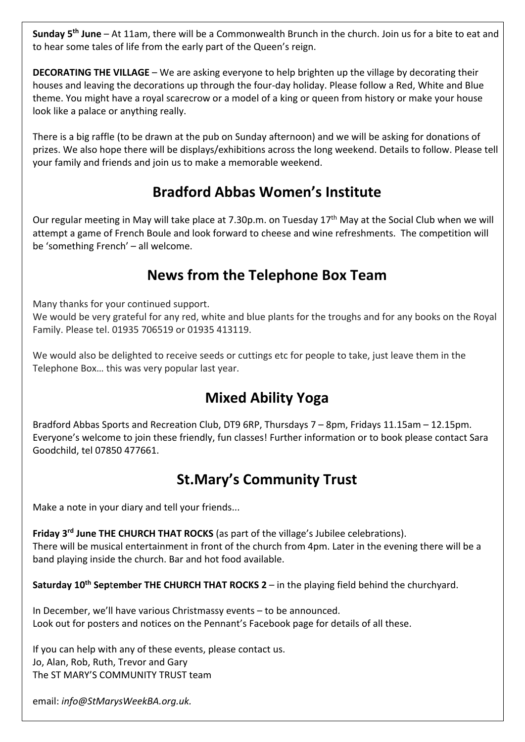**Sunday 5th June** – At 11am, there will be a Commonwealth Brunch in the church. Join us for a bite to eat and to hear some tales of life from the early part of the Queen's reign.

**DECORATING THE VILLAGE** – We are asking everyone to help brighten up the village by decorating their houses and leaving the decorations up through the four-day holiday. Please follow a Red, White and Blue theme. You might have a royal scarecrow or a model of a king or queen from history or make your house look like a palace or anything really.

There is a big raffle (to be drawn at the pub on Sunday afternoon) and we will be asking for donations of prizes. We also hope there will be displays/exhibitions across the long weekend. Details to follow. Please tell your family and friends and join us to make a memorable weekend.

## Bradford Abbas Women's Institute

Our regular meeting in May will take place at 7.30p.m. on Tuesday 17th May at the Social Club when we will attempt a game of French Boule and look forward to cheese and wine refreshments. The competition will be 'something French' – all welcome.

## News from the Telephone Box Team

Many thanks for your continued support.
We would be very grateful for any red, white and blue plants for the troughs and for any books on the Royal Family. Please tel. 01935 706519 or 01935 413119.

We would also be delighted to receive seeds or cuttings etc for people to take, just leave them in the Telephone Box… this was very popular last year.

## Mixed Ability Yoga

Bradford Abbas Sports and Recreation Club, DT9 6RP, Thursdays 7 – 8pm, Fridays 11.15am – 12.15pm. Everyone's welcome to join these friendly, fun classes! Further information or to book please contact Sara Goodchild, tel 07850 477661.

## St.Mary's Community Trust

Make a note in your diary and tell your friends...

**Friday 3rd June THE CHURCH THAT ROCKS** (as part of the village's Jubilee celebrations).
There will be musical entertainment in front of the church from 4pm. Later in the evening there will be a band playing inside the church. Bar and hot food available.

**Saturday 10th September THE CHURCH THAT ROCKS 2** – in the playing field behind the churchyard.

In December, we'll have various Christmassy events – to be announced.
Look out for posters and notices on the Pennant's Facebook page for details of all these.

If you can help with any of these events, please contact us.
Jo, Alan, Rob, Ruth, Trevor and Gary
The ST MARY'S COMMUNITY TRUST team

email: *info@StMarysWeekBA.org.uk.*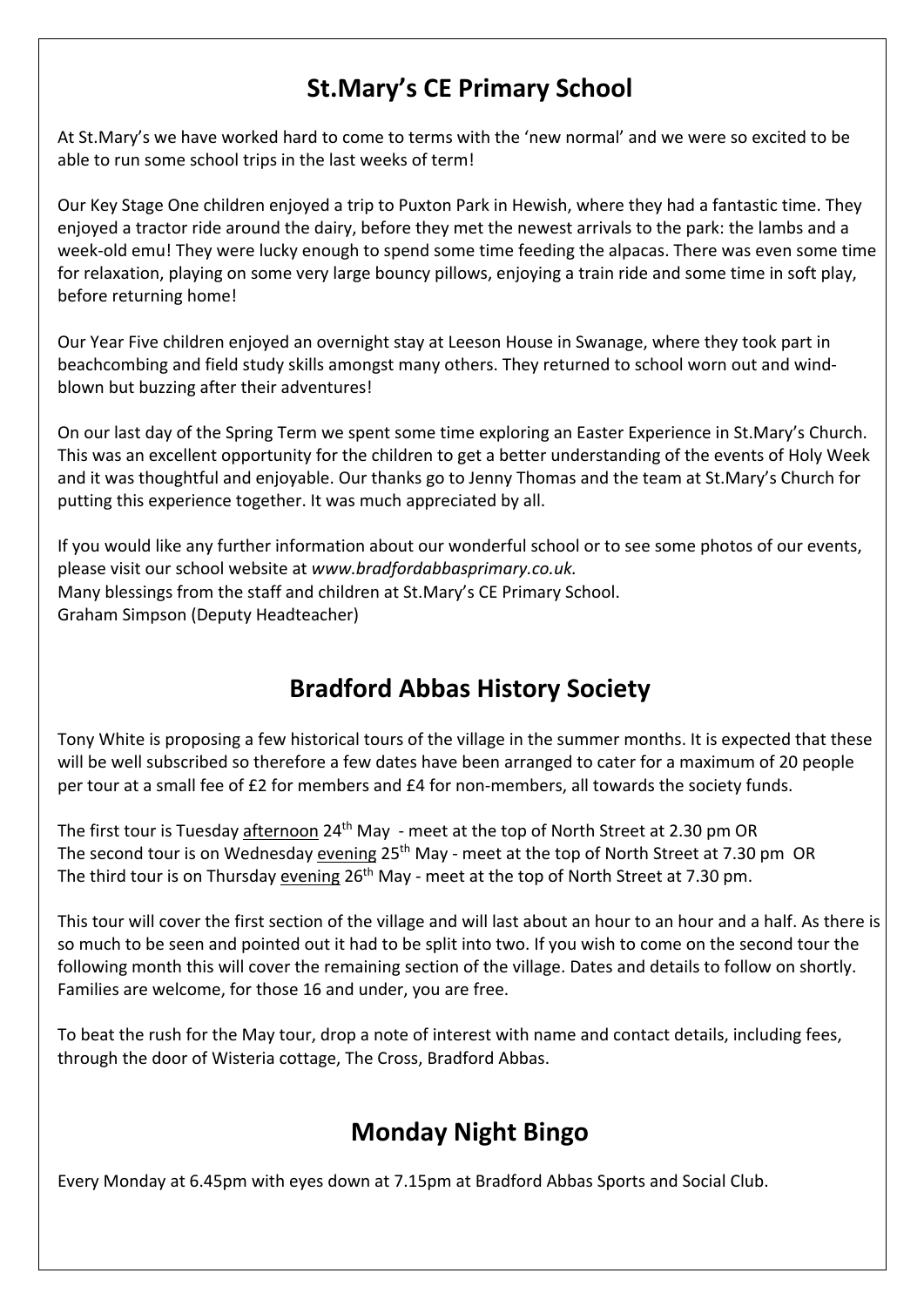## St.Mary's CE Primary School

At St.Mary's we have worked hard to come to terms with the 'new normal' and we were so excited to be able to run some school trips in the last weeks of term!

Our Key Stage One children enjoyed a trip to Puxton Park in Hewish, where they had a fantastic time. They enjoyed a tractor ride around the dairy, before they met the newest arrivals to the park: the lambs and a week-old emu! They were lucky enough to spend some time feeding the alpacas. There was even some time for relaxation, playing on some very large bouncy pillows, enjoying a train ride and some time in soft play, before returning home!

Our Year Five children enjoyed an overnight stay at Leeson House in Swanage, where they took part in beachcombing and field study skills amongst many others. They returned to school worn out and wind-blown but buzzing after their adventures!

On our last day of the Spring Term we spent some time exploring an Easter Experience in St.Mary's Church. This was an excellent opportunity for the children to get a better understanding of the events of Holy Week and it was thoughtful and enjoyable. Our thanks go to Jenny Thomas and the team at St.Mary's Church for putting this experience together. It was much appreciated by all.

If you would like any further information about our wonderful school or to see some photos of our events, please visit our school website at *www.bradfordabbasprimary.co.uk.*
Many blessings from the staff and children at St.Mary's CE Primary School.
Graham Simpson (Deputy Headteacher)

## Bradford Abbas History Society

Tony White is proposing a few historical tours of the village in the summer months. It is expected that these will be well subscribed so therefore a few dates have been arranged to cater for a maximum of 20 people per tour at a small fee of £2 for members and £4 for non-members, all towards the society funds.

The first tour is Tuesday <u>afternoon</u> 24th May - meet at the top of North Street at 2.30 pm OR
The second tour is on Wednesday <u>evening</u> 25th May - meet at the top of North Street at 7.30 pm OR
The third tour is on Thursday <u>evening</u> 26th May - meet at the top of North Street at 7.30 pm.

This tour will cover the first section of the village and will last about an hour to an hour and a half. As there is so much to be seen and pointed out it had to be split into two. If you wish to come on the second tour the following month this will cover the remaining section of the village. Dates and details to follow on shortly. Families are welcome, for those 16 and under, you are free.

To beat the rush for the May tour, drop a note of interest with name and contact details, including fees, through the door of Wisteria cottage, The Cross, Bradford Abbas.

## Monday Night Bingo

Every Monday at 6.45pm with eyes down at 7.15pm at Bradford Abbas Sports and Social Club.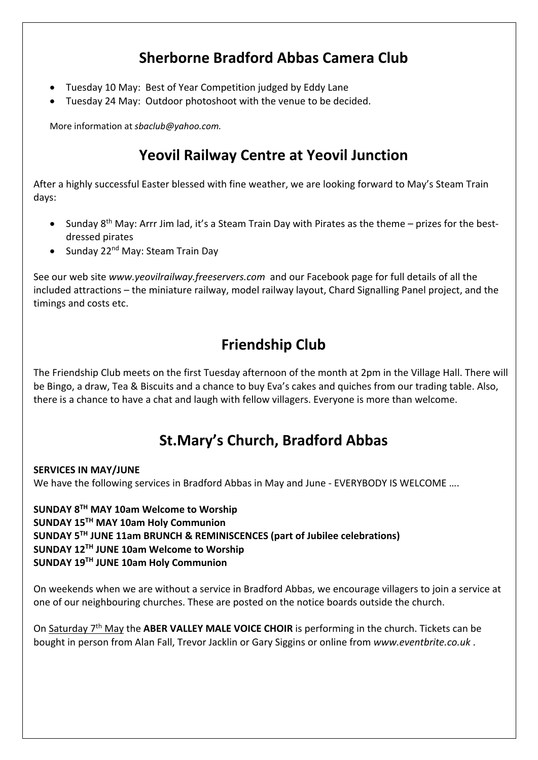## Sherborne Bradford Abbas Camera Club

- Tuesday 10 May: Best of Year Competition judged by Eddy Lane
- Tuesday 24 May: Outdoor photoshoot with the venue to be decided.

More information at *sbaclub@yahoo.com.*

## Yeovil Railway Centre at Yeovil Junction

After a highly successful Easter blessed with fine weather, we are looking forward to May's Steam Train days:

- Sunday 8th May: Arrr Jim lad, it's a Steam Train Day with Pirates as the theme – prizes for the best-dressed pirates
- Sunday 22nd May: Steam Train Day

See our web site *www.yeovilrailway.freeservers.com* and our Facebook page for full details of all the included attractions – the miniature railway, model railway layout, Chard Signalling Panel project, and the timings and costs etc.

## Friendship Club

The Friendship Club meets on the first Tuesday afternoon of the month at 2pm in the Village Hall. There will be Bingo, a draw, Tea & Biscuits and a chance to buy Eva's cakes and quiches from our trading table. Also, there is a chance to have a chat and laugh with fellow villagers. Everyone is more than welcome.

## St.Mary's Church, Bradford Abbas

**SERVICES IN MAY/JUNE**
We have the following services in Bradford Abbas in May and June - EVERYBODY IS WELCOME ….

**SUNDAY 8TH MAY 10am Welcome to Worship**
**SUNDAY 15TH MAY 10am Holy Communion**
**SUNDAY 5TH JUNE 11am BRUNCH & REMINISCENCES (part of Jubilee celebrations)**
**SUNDAY 12TH JUNE 10am Welcome to Worship**
**SUNDAY 19TH JUNE 10am Holy Communion**

On weekends when we are without a service in Bradford Abbas, we encourage villagers to join a service at one of our neighbouring churches. These are posted on the notice boards outside the church.

On Saturday 7th May the **ABER VALLEY MALE VOICE CHOIR** is performing in the church. Tickets can be bought in person from Alan Fall, Trevor Jacklin or Gary Siggins or online from *www.eventbrite.co.uk* .